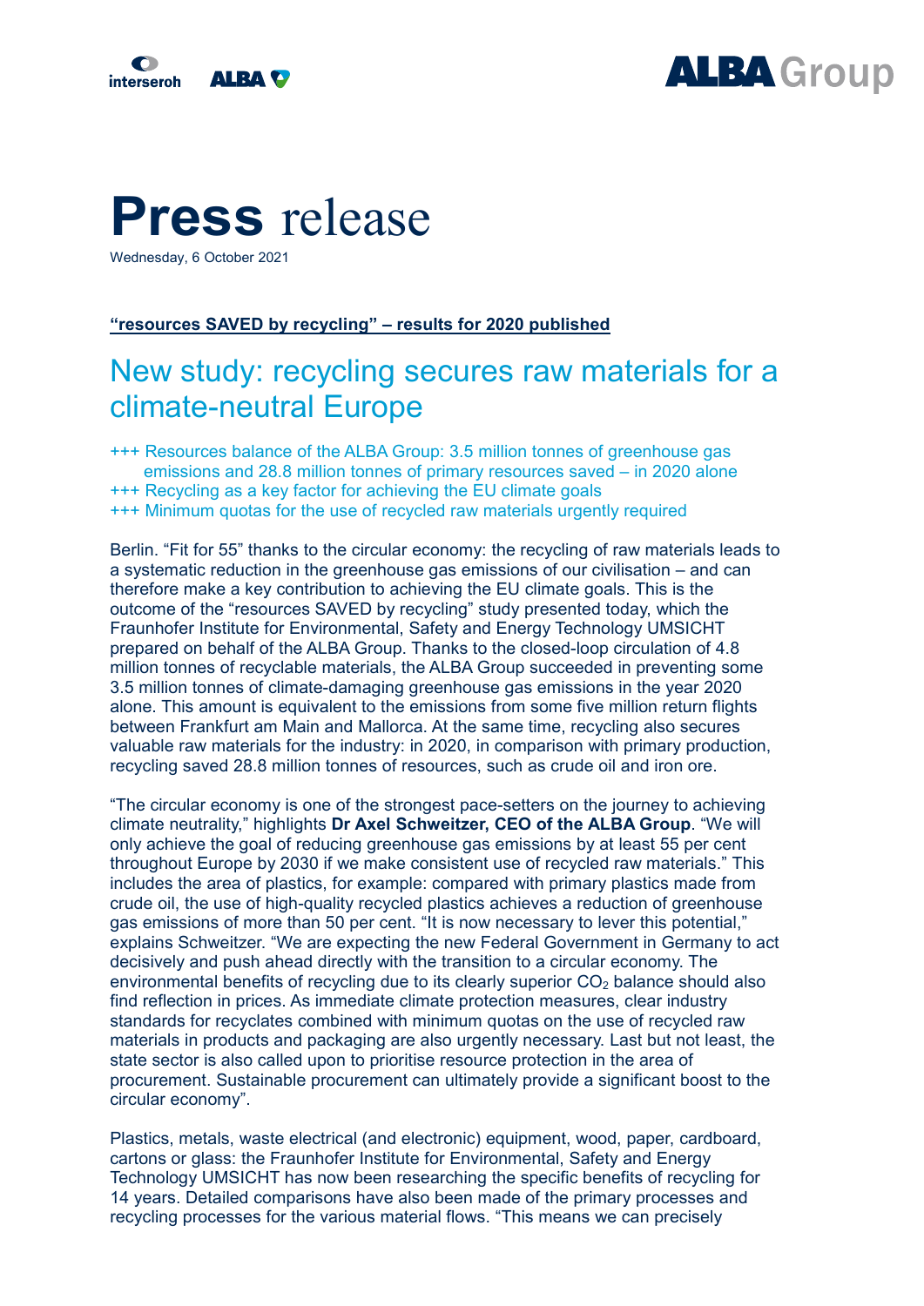# **Press** release

Wednesday, 6 October 2021

**"resources SAVED by recycling" – results for 2020 published**

## New study: recycling secures raw materials for a climate-neutral Europe

+++ Resources balance of the ALBA Group: 3.5 million tonnes of greenhouse gas emissions and 28.8 million tonnes of primary resources saved – in 2020 alone
+++ Recycling as a key factor for achieving the EU climate goals
+++ Minimum quotas for the use of recycled raw materials urgently required

Berlin. "Fit for 55" thanks to the circular economy: the recycling of raw materials leads to a systematic reduction in the greenhouse gas emissions of our civilisation – and can therefore make a key contribution to achieving the EU climate goals. This is the outcome of the "resources SAVED by recycling" study presented today, which the Fraunhofer Institute for Environmental, Safety and Energy Technology UMSICHT prepared on behalf of the ALBA Group. Thanks to the closed-loop circulation of 4.8 million tonnes of recyclable materials, the ALBA Group succeeded in preventing some 3.5 million tonnes of climate-damaging greenhouse gas emissions in the year 2020 alone. This amount is equivalent to the emissions from some five million return flights between Frankfurt am Main and Mallorca. At the same time, recycling also secures valuable raw materials for the industry: in 2020, in comparison with primary production, recycling saved 28.8 million tonnes of resources, such as crude oil and iron ore.

"The circular economy is one of the strongest pace-setters on the journey to achieving climate neutrality," highlights **Dr Axel Schweitzer, CEO of the ALBA Group**. "We will only achieve the goal of reducing greenhouse gas emissions by at least 55 per cent throughout Europe by 2030 if we make consistent use of recycled raw materials." This includes the area of plastics, for example: compared with primary plastics made from crude oil, the use of high-quality recycled plastics achieves a reduction of greenhouse gas emissions of more than 50 per cent. "It is now necessary to lever this potential," explains Schweitzer. "We are expecting the new Federal Government in Germany to act decisively and push ahead directly with the transition to a circular economy. The environmental benefits of recycling due to its clearly superior $CO_2$ balance should also find reflection in prices. As immediate climate protection measures, clear industry standards for recyclates combined with minimum quotas on the use of recycled raw materials in products and packaging are also urgently necessary. Last but not least, the state sector is also called upon to prioritise resource protection in the area of procurement. Sustainable procurement can ultimately provide a significant boost to the circular economy".

Plastics, metals, waste electrical (and electronic) equipment, wood, paper, cardboard, cartons or glass: the Fraunhofer Institute for Environmental, Safety and Energy Technology UMSICHT has now been researching the specific benefits of recycling for 14 years. Detailed comparisons have also been made of the primary processes and recycling processes for the various material flows. "This means we can precisely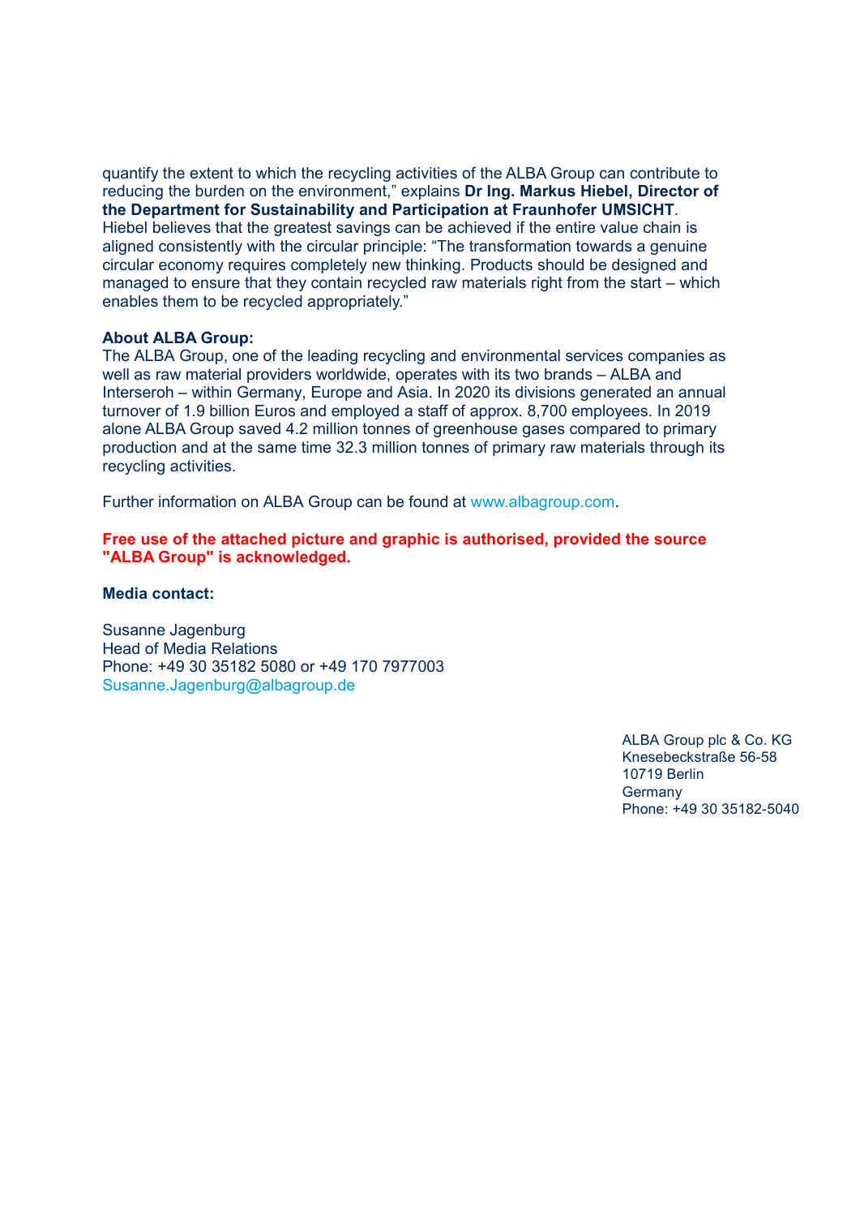quantify the extent to which the recycling activities of the ALBA Group can contribute to reducing the burden on the environment," explains **Dr Ing. Markus Hiebel, Director of the Department for Sustainability and Participation at Fraunhofer UMSICHT**. Hiebel believes that the greatest savings can be achieved if the entire value chain is aligned consistently with the circular principle: "The transformation towards a genuine circular economy requires completely new thinking. Products should be designed and managed to ensure that they contain recycled raw materials right from the start – which enables them to be recycled appropriately."

**About ALBA Group:**
The ALBA Group, one of the leading recycling and environmental services companies as well as raw material providers worldwide, operates with its two brands – ALBA and Interseroh – within Germany, Europe and Asia. In 2020 its divisions generated an annual turnover of 1.9 billion Euros and employed a staff of approx. 8,700 employees. In 2019 alone ALBA Group saved 4.2 million tonnes of greenhouse gases compared to primary production and at the same time 32.3 million tonnes of primary raw materials through its recycling activities.

Further information on ALBA Group can be found at www.albagroup.com.

**Free use of the attached picture and graphic is authorised, provided the source "ALBA Group" is acknowledged.**

**Media contact:**

Susanne Jagenburg
Head of Media Relations
Phone: +49 30 35182 5080 or +49 170 7977003
Susanne.Jagenburg@albagroup.de

ALBA Group plc & Co. KG
Knesebeckstraße 56-58
10719 Berlin
Germany
Phone: +49 30 35182-5040